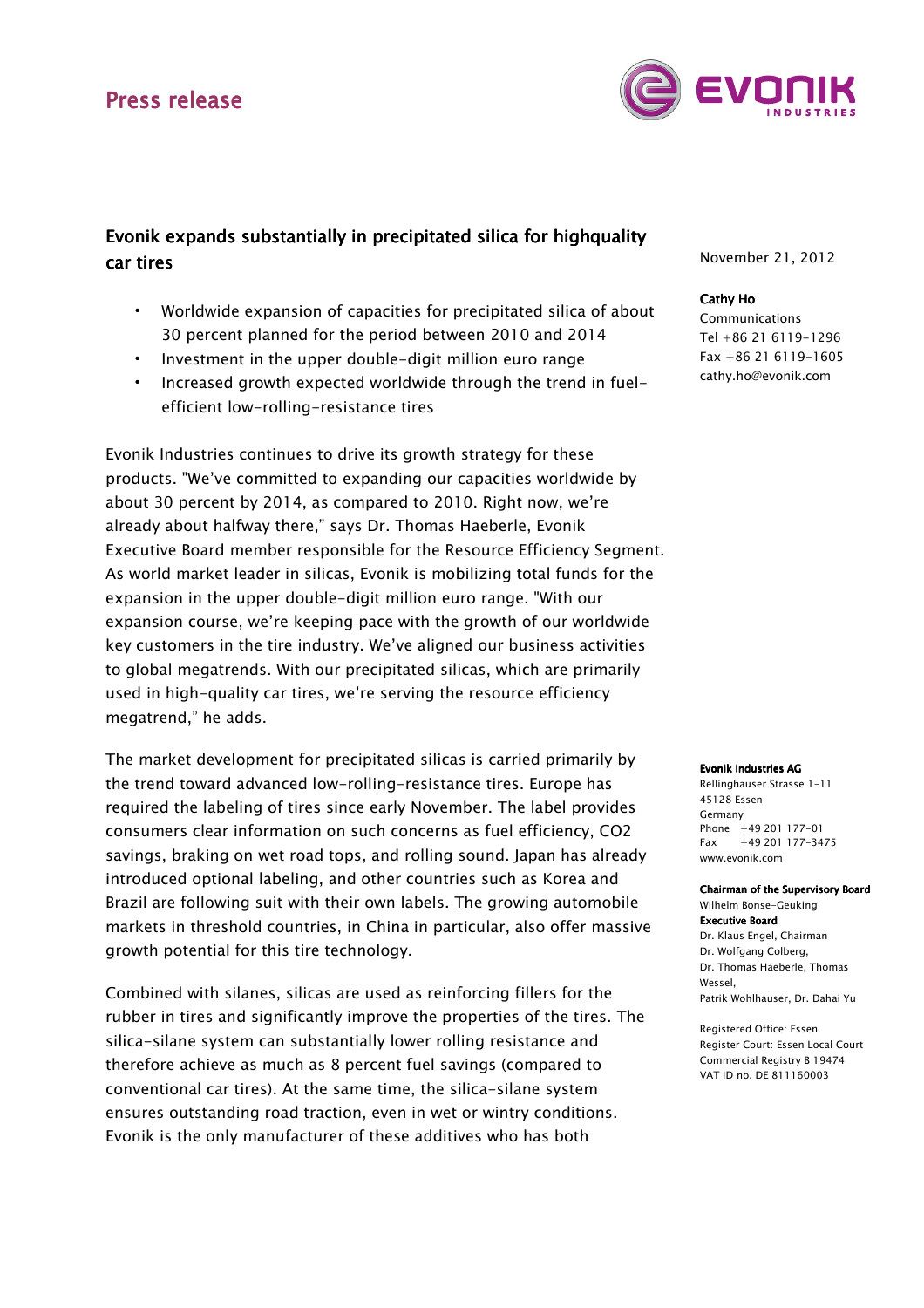# Press release

## Evonik expands substantially in precipitated silica for highquality car tires

November 21, 2012

**Cathy Ho**
Communications
Tel +86 21 6119-1296
Fax +86 21 6119-1605
cathy.ho@evonik.com

- Worldwide expansion of capacities for precipitated silica of about 30 percent planned for the period between 2010 and 2014
- Investment in the upper double-digit million euro range
- Increased growth expected worldwide through the trend in fuel-efficient low-rolling-resistance tires

Evonik Industries continues to drive its growth strategy for these products. "We've committed to expanding our capacities worldwide by about 30 percent by 2014, as compared to 2010. Right now, we're already about halfway there," says Dr. Thomas Haeberle, Evonik Executive Board member responsible for the Resource Efficiency Segment. As world market leader in silicas, Evonik is mobilizing total funds for the expansion in the upper double-digit million euro range. "With our expansion course, we're keeping pace with the growth of our worldwide key customers in the tire industry. We've aligned our business activities to global megatrends. With our precipitated silicas, which are primarily used in high-quality car tires, we're serving the resource efficiency megatrend," he adds.

The market development for precipitated silicas is carried primarily by the trend toward advanced low-rolling-resistance tires. Europe has required the labeling of tires since early November. The label provides consumers clear information on such concerns as fuel efficiency, CO2 savings, braking on wet road tops, and rolling sound. Japan has already introduced optional labeling, and other countries such as Korea and Brazil are following suit with their own labels. The growing automobile markets in threshold countries, in China in particular, also offer massive growth potential for this tire technology.

Combined with silanes, silicas are used as reinforcing fillers for the rubber in tires and significantly improve the properties of the tires. The silica-silane system can substantially lower rolling resistance and therefore achieve as much as 8 percent fuel savings (compared to conventional car tires). At the same time, the silica-silane system ensures outstanding road traction, even in wet or wintry conditions. Evonik is the only manufacturer of these additives who has both

**Evonik Industries AG**
Rellinghauser Strasse 1-11
45128 Essen
Germany
Phone +49 201 177-01
Fax +49 201 177-3475
www.evonik.com

**Chairman of the Supervisory Board**
Wilhelm Bonse-Geuking
**Executive Board**
Dr. Klaus Engel, Chairman
Dr. Wolfgang Colberg,
Dr. Thomas Haeberle, Thomas Wessel,
Patrik Wohlhauser, Dr. Dahai Yu

Registered Office: Essen
Register Court: Essen Local Court
Commercial Registry B 19474
VAT ID no. DE 811160003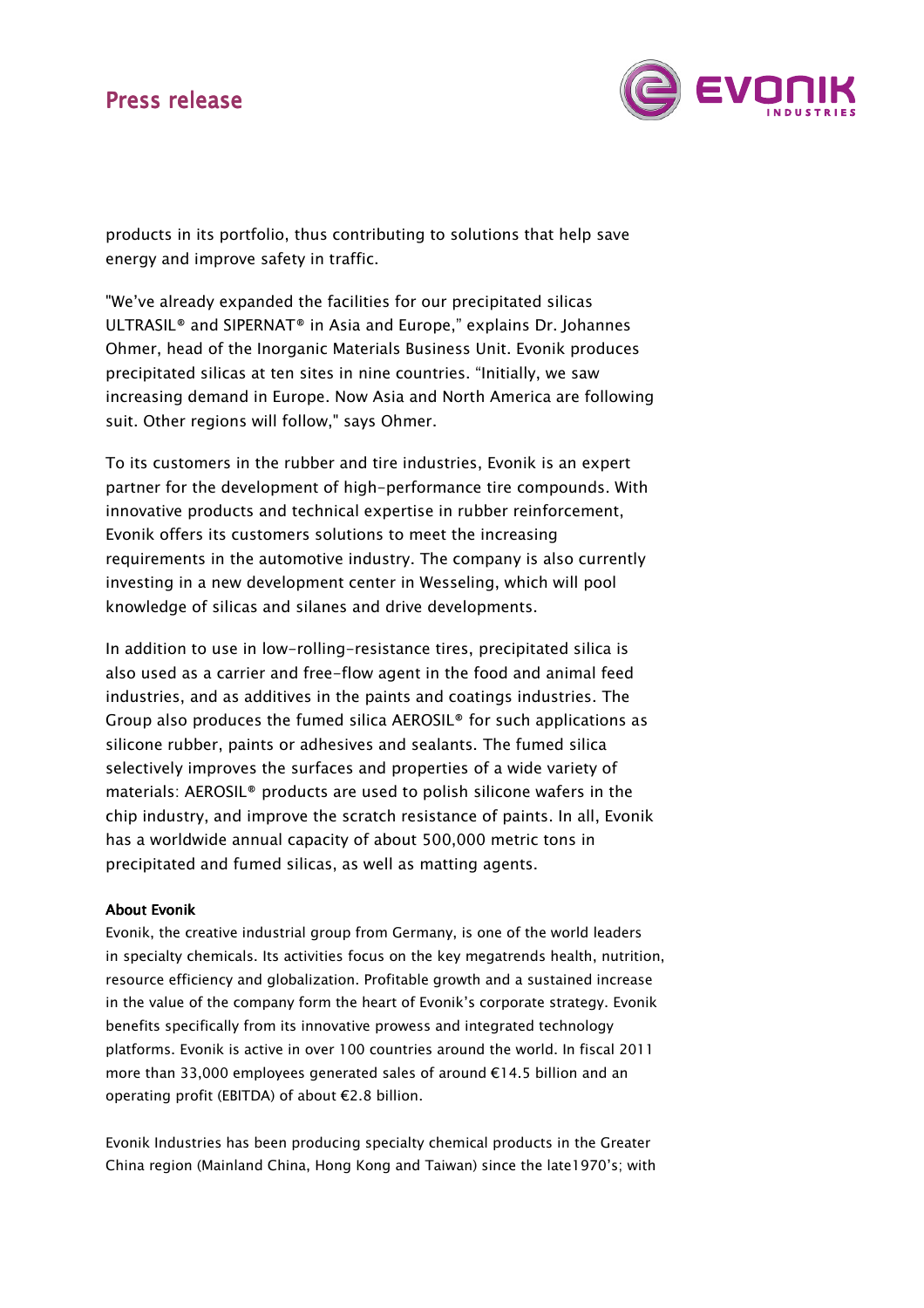products in its portfolio, thus contributing to solutions that help save energy and improve safety in traffic.

"We've already expanded the facilities for our precipitated silicas ULTRASIL® and SIPERNAT® in Asia and Europe," explains Dr. Johannes Ohmer, head of the Inorganic Materials Business Unit. Evonik produces precipitated silicas at ten sites in nine countries. "Initially, we saw increasing demand in Europe. Now Asia and North America are following suit. Other regions will follow," says Ohmer.

To its customers in the rubber and tire industries, Evonik is an expert partner for the development of high-performance tire compounds. With innovative products and technical expertise in rubber reinforcement, Evonik offers its customers solutions to meet the increasing requirements in the automotive industry. The company is also currently investing in a new development center in Wesseling, which will pool knowledge of silicas and silanes and drive developments.

In addition to use in low-rolling-resistance tires, precipitated silica is also used as a carrier and free-flow agent in the food and animal feed industries, and as additives in the paints and coatings industries. The Group also produces the fumed silica AEROSIL® for such applications as silicone rubber, paints or adhesives and sealants. The fumed silica selectively improves the surfaces and properties of a wide variety of materials: AEROSIL® products are used to polish silicone wafers in the chip industry, and improve the scratch resistance of paints. In all, Evonik has a worldwide annual capacity of about 500,000 metric tons in precipitated and fumed silicas, as well as matting agents.

**About Evonik**

Evonik, the creative industrial group from Germany, is one of the world leaders in specialty chemicals. Its activities focus on the key megatrends health, nutrition, resource efficiency and globalization. Profitable growth and a sustained increase in the value of the company form the heart of Evonik's corporate strategy. Evonik benefits specifically from its innovative prowess and integrated technology platforms. Evonik is active in over 100 countries around the world. In fiscal 2011 more than 33,000 employees generated sales of around €14.5 billion and an operating profit (EBITDA) of about €2.8 billion.

Evonik Industries has been producing specialty chemical products in the Greater China region (Mainland China, Hong Kong and Taiwan) since the late1970's; with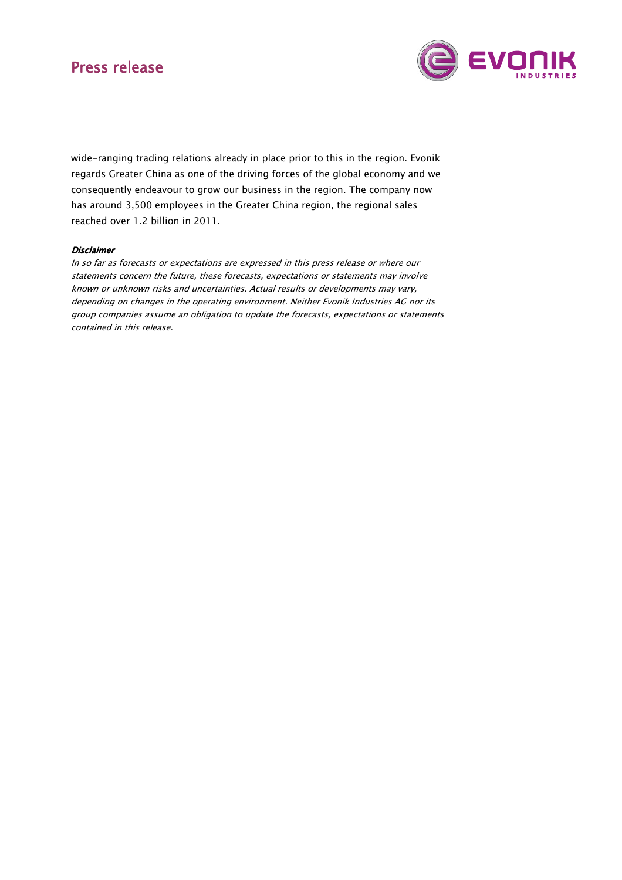wide-ranging trading relations already in place prior to this in the region. Evonik regards Greater China as one of the driving forces of the global economy and we consequently endeavour to grow our business in the region. The company now has around 3,500 employees in the Greater China region, the regional sales reached over 1.2 billion in 2011.

***Disclaimer***

*In so far as forecasts or expectations are expressed in this press release or where our statements concern the future, these forecasts, expectations or statements may involve known or unknown risks and uncertainties. Actual results or developments may vary, depending on changes in the operating environment. Neither Evonik Industries AG nor its group companies assume an obligation to update the forecasts, expectations or statements contained in this release.*